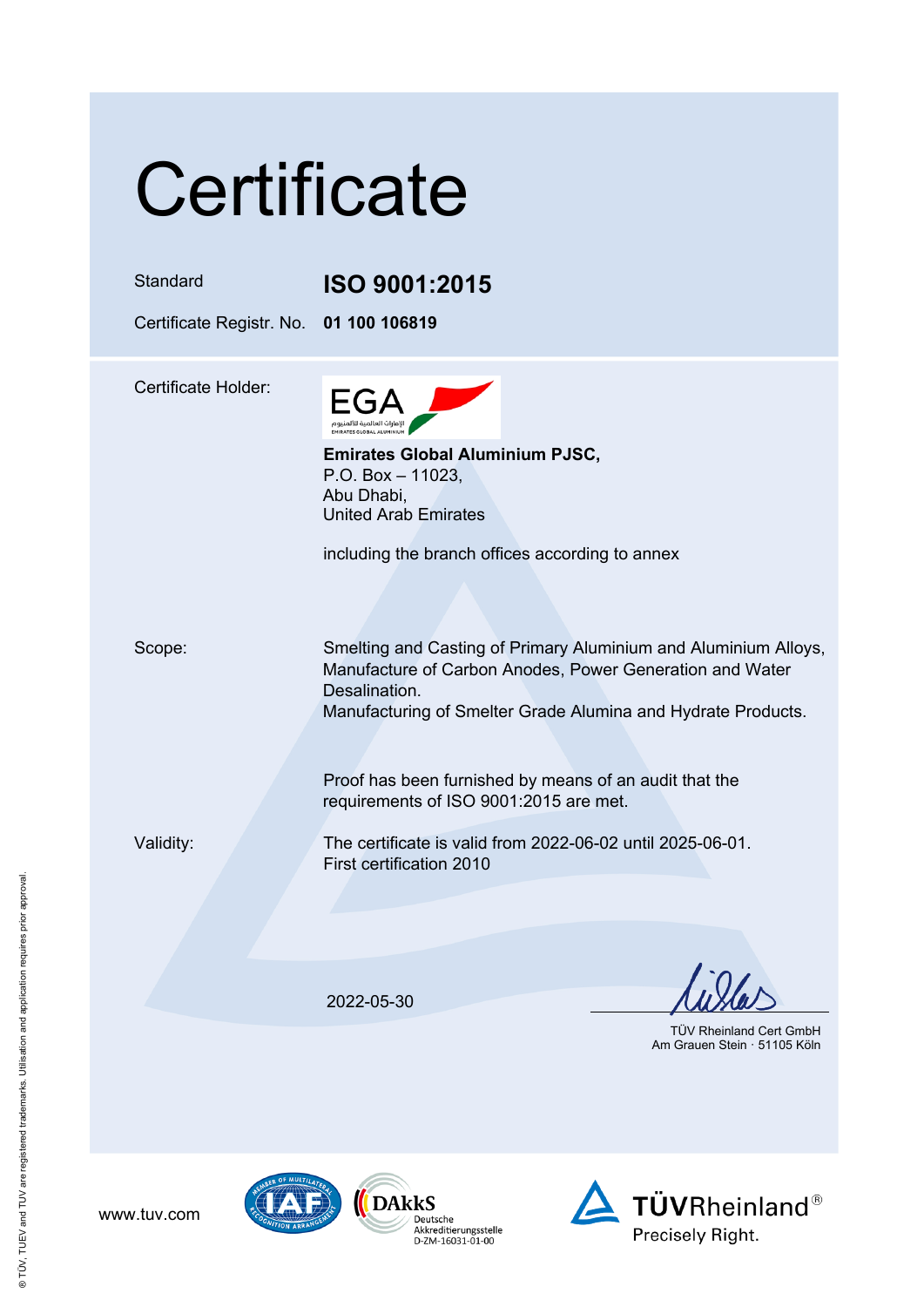# Certificate

| | |
|---|---|
| Standard | **ISO 9001:2015** |
| Certificate Registr. No. | **01 100 106819** |

Certificate Holder:

EGA
الإمارات العالمية للألمنيوم
EMIRATES GLOBAL ALUMINIUM

**Emirates Global Aluminium PJSC,**
P.O. Box – 11023,
Abu Dhabi,
United Arab Emirates

including the branch offices according to annex

Scope:

Smelting and Casting of Primary Aluminium and Aluminium Alloys, Manufacture of Carbon Anodes, Power Generation and Water Desalination.
Manufacturing of Smelter Grade Alumina and Hydrate Products.

Proof has been furnished by means of an audit that the requirements of ISO 9001:2015 are met.

Validity:

The certificate is valid from 2022-06-02 until 2025-06-01.
First certification 2010

2022-05-30

TÜV Rheinland Cert GmbH
Am Grauen Stein · 51105 Köln

www.tuv.com

DAkkS
Deutsche Akkreditierungsstelle
D-ZM-16031-01-00

TÜVRheinland®
Precisely Right.

® TÜV, TUEV and TUV are registered trademarks. Utilisation and application requires prior approval.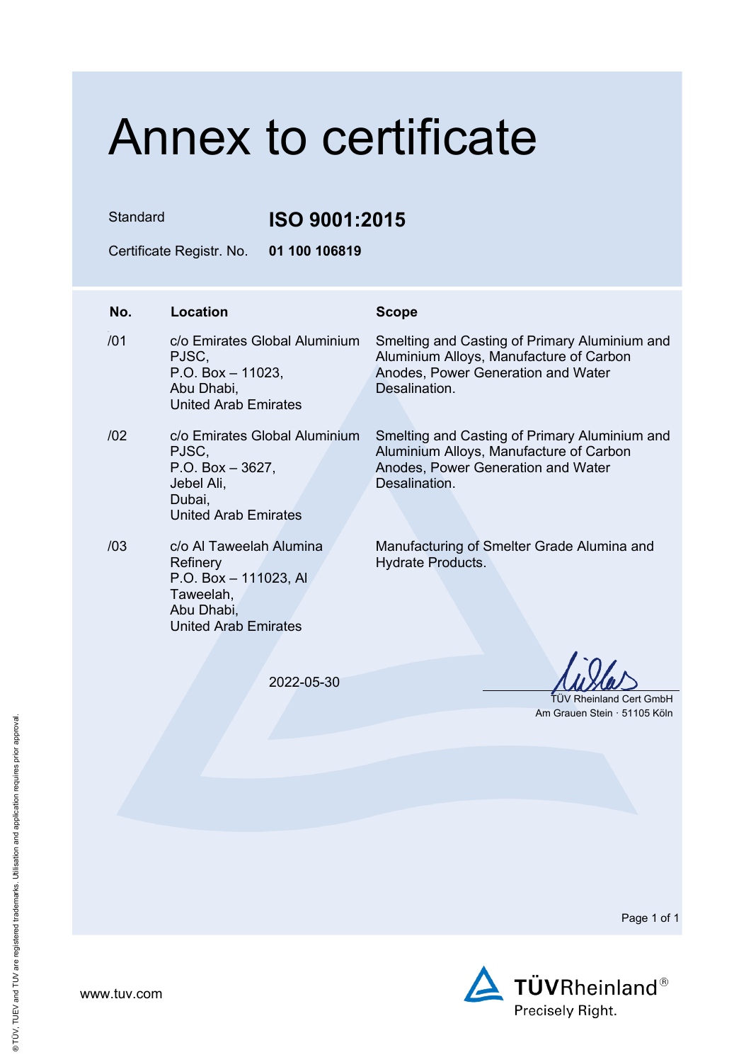# Annex to certificate

Standard **ISO 9001:2015**

Certificate Registr. No. **01 100 106819**

| No. | Location | Scope |
|---|---|---|
| /01 | c/o Emirates Global Aluminium PJSC, P.O. Box – 11023, Abu Dhabi, United Arab Emirates | Smelting and Casting of Primary Aluminium and Aluminium Alloys, Manufacture of Carbon Anodes, Power Generation and Water Desalination. |
| /02 | c/o Emirates Global Aluminium PJSC, P.O. Box – 3627, Jebel Ali, Dubai, United Arab Emirates | Smelting and Casting of Primary Aluminium and Aluminium Alloys, Manufacture of Carbon Anodes, Power Generation and Water Desalination. |
| /03 | c/o Al Taweelah Alumina Refinery P.O. Box – 111023, Al Taweelah, Abu Dhabi, United Arab Emirates | Manufacturing of Smelter Grade Alumina and Hydrate Products. |

2022-05-30

TÜV Rheinland Cert GmbH
Am Grauen Stein · 51105 Köln

www.tuv.com

TÜVRheinland®
Precisely Right.

® TÜV, TUEV and TUV are registered trademarks. Utilisation and application requires prior approval.